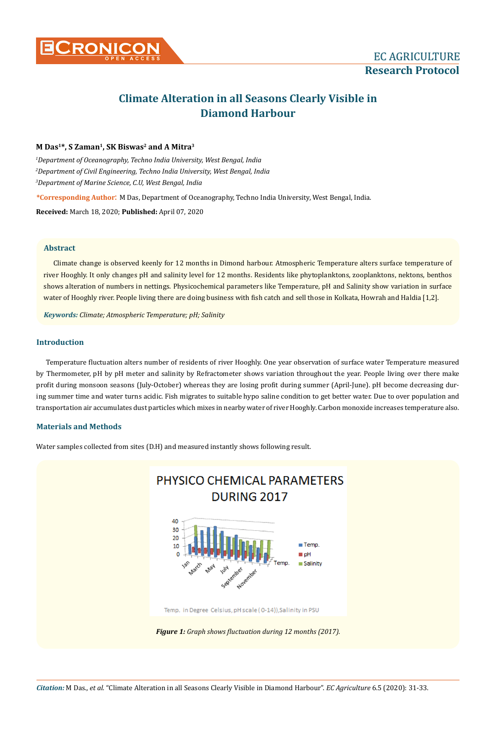# Climate Alteration in all Seasons Clearly Visible in Diamond Harbour

**M Das[1]*, S Zaman[1], SK Biswas[2] and A Mitra[3]**

[1]*Department of Oceanography, Techno India University, West Bengal, India*

[2]*Department of Civil Engineering, Techno India University, West Bengal, India*

[3]*Department of Marine Science, C.U, West Bengal, India*

***Corresponding Author**: M Das, Department of Oceanography, Techno India University, West Bengal, India.

**Received:** March 18, 2020; **Published:** April 07, 2020

### Abstract

Climate change is observed keenly for 12 months in Dimond harbour. Atmospheric Temperature alters surface temperature of river Hooghly. It only changes pH and salinity level for 12 months. Residents like phytoplanktons, zooplanktons, nektons, benthos shows alteration of numbers in nettings. Physicochemical parameters like Temperature, pH and Salinity show variation in surface water of Hooghly river. People living there are doing business with fish catch and sell those in Kolkata, Howrah and Haldia [1,2].

***Keywords:*** *Climate; Atmospheric Temperature; pH; Salinity*

## Introduction

Temperature fluctuation alters number of residents of river Hooghly. One year observation of surface water Temperature measured by Thermometer, pH by pH meter and salinity by Refractometer shows variation throughout the year. People living over there make profit during monsoon seasons (July-October) whereas they are losing profit during summer (April-June). pH become decreasing during summer time and water turns acidic. Fish migrates to suitable hypo saline condition to get better water. Due to over population and transportation air accumulates dust particles which mixes in nearby water of river Hooghly. Carbon monoxide increases temperature also.

## Materials and Methods

Water samples collected from sites (D.H) and measured instantly shows following result.

PHYSICO CHEMICAL PARAMETERS DURING 2017

Temp. in Degree Celsius, pH scale ( 0-14)),Salinity in PSU

***Figure 1:*** *Graph shows fluctuation during 12 months (2017).*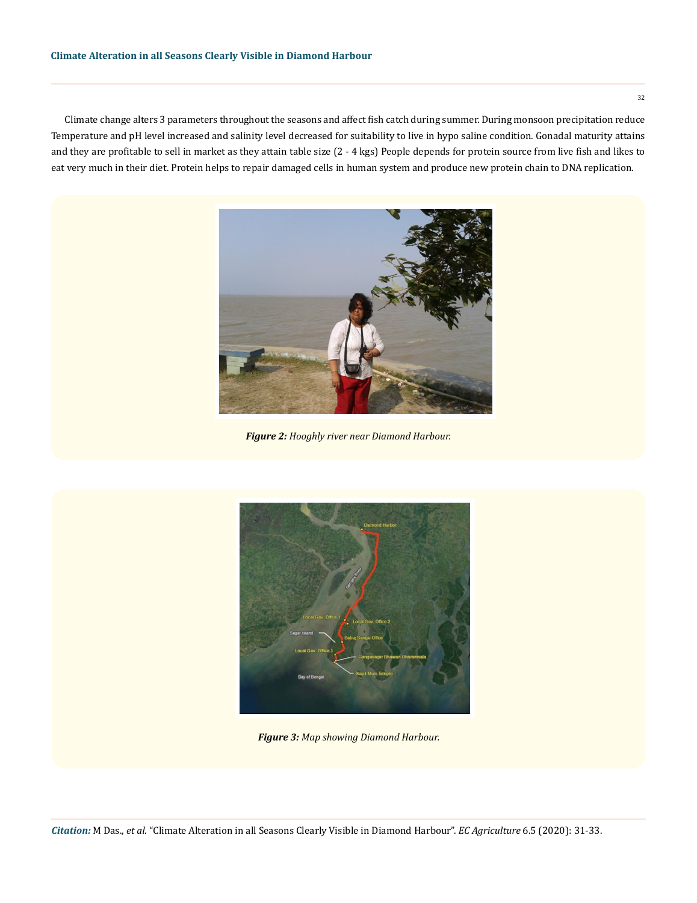Climate change alters 3 parameters throughout the seasons and affect fish catch during summer. During monsoon precipitation reduce Temperature and pH level increased and salinity level decreased for suitability to live in hypo saline condition. Gonadal maturity attains and they are profitable to sell in market as they attain table size (2 - 4 kgs) People depends for protein source from live fish and likes to eat very much in their diet. Protein helps to repair damaged cells in human system and produce new protein chain to DNA replication.

***Figure 2:*** *Hooghly river near Diamond Harbour.*

***Figure 3:*** *Map showing Diamond Harbour.*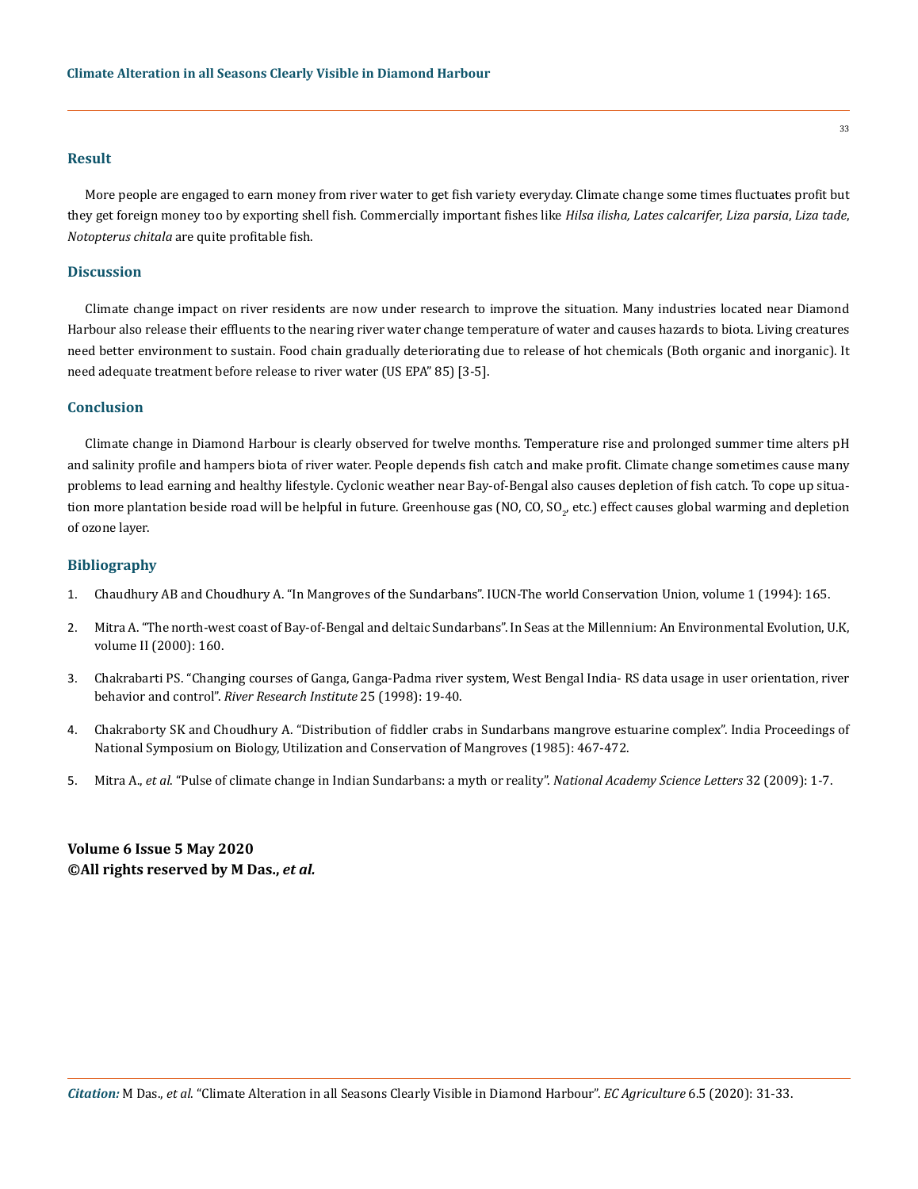## Result

More people are engaged to earn money from river water to get fish variety everyday. Climate change some times fluctuates profit but they get foreign money too by exporting shell fish. Commercially important fishes like *Hilsa ilisha, Lates calcarifer, Liza parsia*, *Liza tade*, *Notopterus chitala* are quite profitable fish.

## Discussion

Climate change impact on river residents are now under research to improve the situation. Many industries located near Diamond Harbour also release their effluents to the nearing river water change temperature of water and causes hazards to biota. Living creatures need better environment to sustain. Food chain gradually deteriorating due to release of hot chemicals (Both organic and inorganic). It need adequate treatment before release to river water (US EPA" 85) [3-5].

## Conclusion

Climate change in Diamond Harbour is clearly observed for twelve months. Temperature rise and prolonged summer time alters pH and salinity profile and hampers biota of river water. People depends fish catch and make profit. Climate change sometimes cause many problems to lead earning and healthy lifestyle. Cyclonic weather near Bay-of-Bengal also causes depletion of fish catch. To cope up situation more plantation beside road will be helpful in future. Greenhouse gas (NO, CO, $SO_2$, etc.) effect causes global warming and depletion of ozone layer.

## Bibliography

1. Chaudhury AB and Choudhury A. "In Mangroves of the Sundarbans". IUCN-The world Conservation Union, volume 1 (1994): 165.
2. Mitra A. "The north-west coast of Bay-of-Bengal and deltaic Sundarbans". In Seas at the Millennium: An Environmental Evolution, U.K, volume II (2000): 160.
3. Chakrabarti PS. "Changing courses of Ganga, Ganga-Padma river system, West Bengal India- RS data usage in user orientation, river behavior and control". *River Research Institute* 25 (1998): 19-40.
4. Chakraborty SK and Choudhury A. "Distribution of fiddler crabs in Sundarbans mangrove estuarine complex". India Proceedings of National Symposium on Biology, Utilization and Conservation of Mangroves (1985): 467-472.
5. Mitra A., *et al*. "Pulse of climate change in Indian Sundarbans: a myth or reality". *National Academy Science Letters* 32 (2009): 1-7.

**Volume 6 Issue 5 May 2020**
**©All rights reserved by M Das.,** ***et al.***